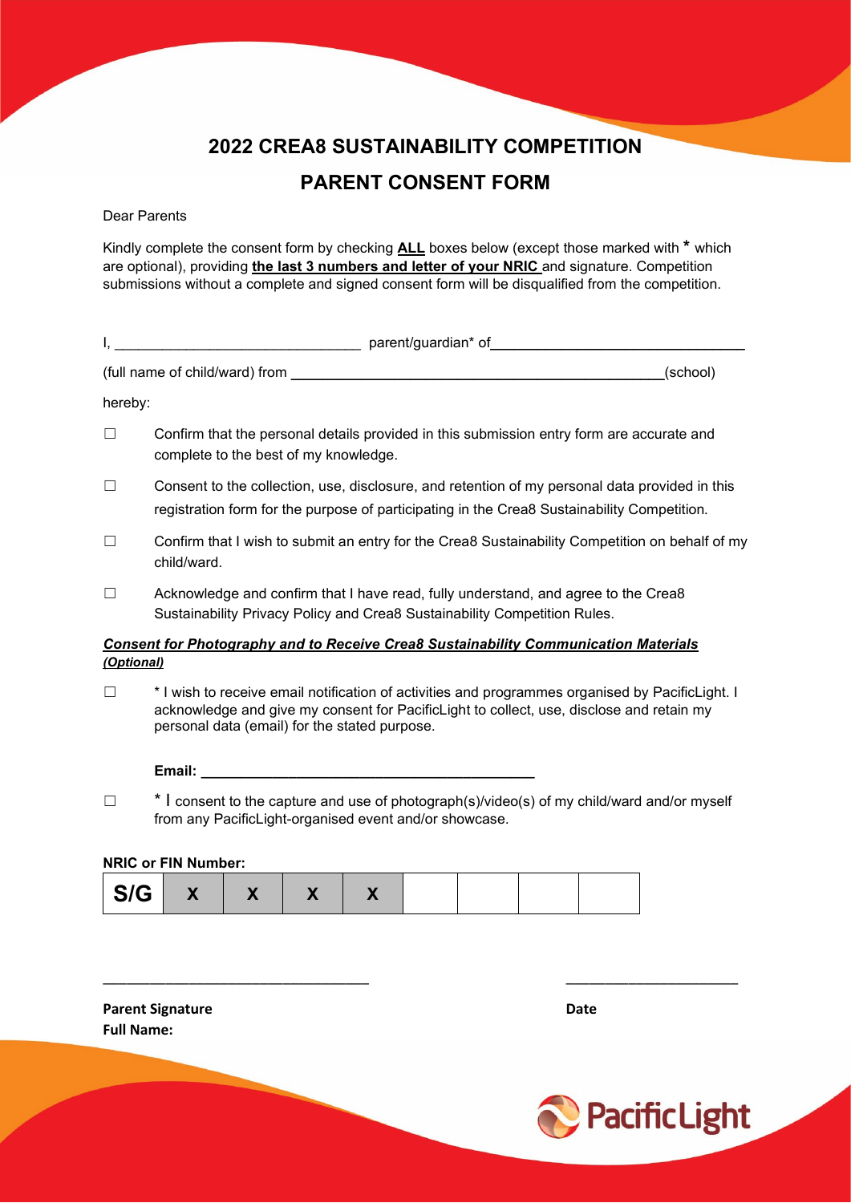# 2022 CREA8 SUSTAINABILITY COMPETITION

## PARENT CONSENT FORM

Dear Parents

Kindly complete the consent form by checking **ALL** boxes below (except those marked with * which are optional), providing **the last 3 numbers and letter of your NRIC** and signature. Competition submissions without a complete and signed consent form will be disqualified from the competition.

I, ______________________________ parent/guardian* of ________________________________

(full name of child/ward) from ______________________________________________(school)

hereby:

☐ Confirm that the personal details provided in this submission entry form are accurate and complete to the best of my knowledge.

☐ Consent to the collection, use, disclosure, and retention of my personal data provided in this registration form for the purpose of participating in the Crea8 Sustainability Competition.

☐ Confirm that I wish to submit an entry for the Crea8 Sustainability Competition on behalf of my child/ward.

☐ Acknowledge and confirm that I have read, fully understand, and agree to the Crea8 Sustainability Privacy Policy and Crea8 Sustainability Competition Rules.

***Consent for Photography and to Receive Crea8 Sustainability Communication Materials (Optional)***

☐ * I wish to receive email notification of activities and programmes organised by PacificLight. I acknowledge and give my consent for PacificLight to collect, use, disclose and retain my personal data (email) for the stated purpose.

**Email:** __________________________________________

☐ * I consent to the capture and use of photograph(s)/video(s) of my child/ward and/or myself from any PacificLight-organised event and/or showcase.

**NRIC or FIN Number:**

| S/G | X | X | X | X | | | | |
|---|---|---|---|---|---|---|---|---|

__________________________________ ______________________

**Parent Signature** **Date**

**Full Name:**

PacificLight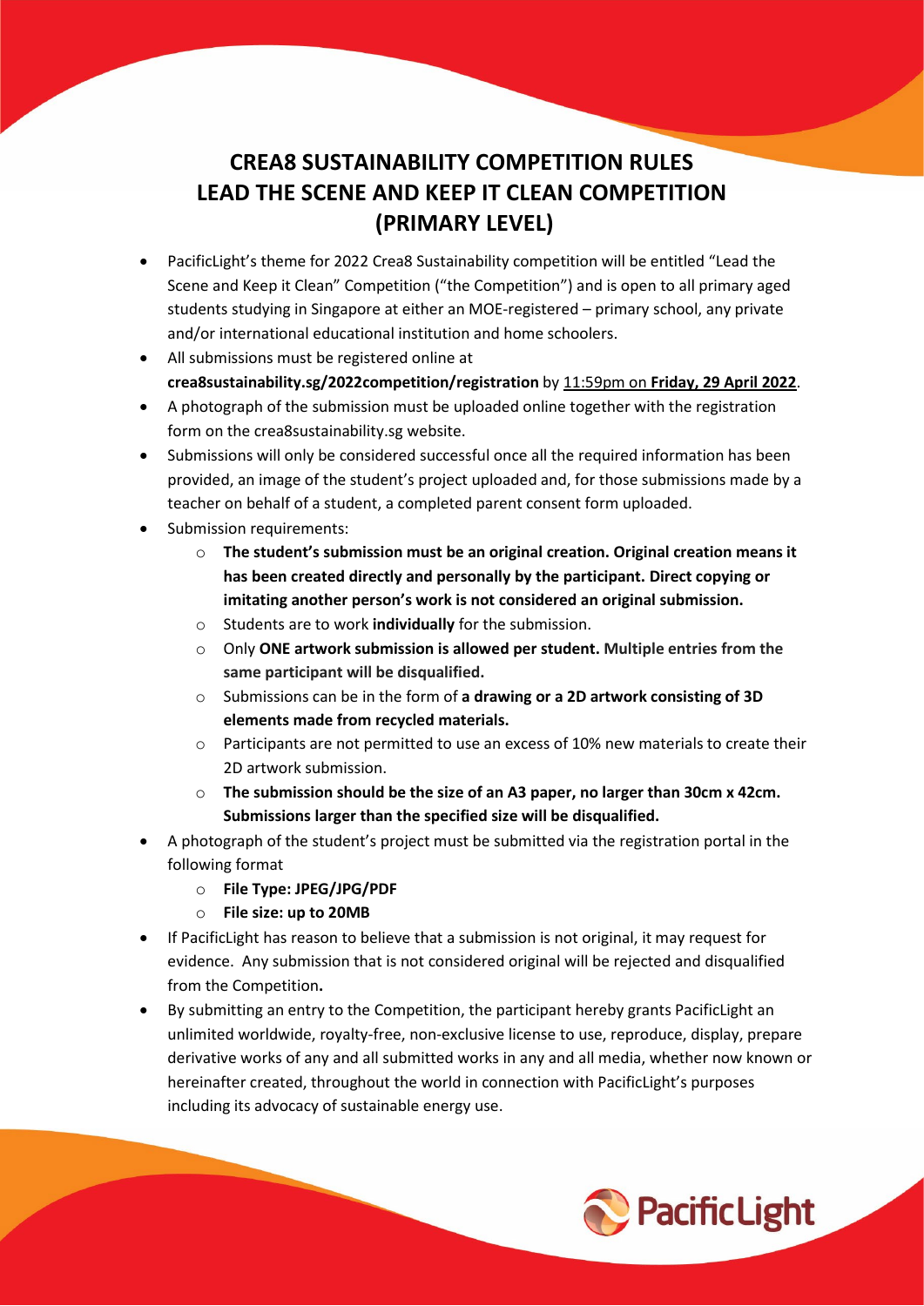# CREA8 SUSTAINABILITY COMPETITION RULES
# LEAD THE SCENE AND KEEP IT CLEAN COMPETITION
# (PRIMARY LEVEL)

- PacificLight's theme for 2022 Crea8 Sustainability competition will be entitled "Lead the Scene and Keep it Clean" Competition ("the Competition") and is open to all primary aged students studying in Singapore at either an MOE-registered – primary school, any private and/or international educational institution and home schoolers.
- All submissions must be registered online at **crea8sustainability.sg/2022competition/registration** by 11:59pm on **Friday, 29 April 2022**.
- A photograph of the submission must be uploaded online together with the registration form on the crea8sustainability.sg website.
- Submissions will only be considered successful once all the required information has been provided, an image of the student's project uploaded and, for those submissions made by a teacher on behalf of a student, a completed parent consent form uploaded.
- Submission requirements:
    - **The student's submission must be an original creation. Original creation means it has been created directly and personally by the participant. Direct copying or imitating another person's work is not considered an original submission.**
    - Students are to work **individually** for the submission.
    - Only **ONE artwork submission is allowed per student. Multiple entries from the same participant will be disqualified.**
    - Submissions can be in the form of **a drawing or a 2D artwork consisting of 3D elements made from recycled materials.**
    - Participants are not permitted to use an excess of 10% new materials to create their 2D artwork submission.
    - **The submission should be the size of an A3 paper, no larger than 30cm x 42cm. Submissions larger than the specified size will be disqualified.**
- A photograph of the student's project must be submitted via the registration portal in the following format
    - **File Type: JPEG/JPG/PDF**
    - **File size: up to 20MB**
- If PacificLight has reason to believe that a submission is not original, it may request for evidence. Any submission that is not considered original will be rejected and disqualified from the Competition**.**
- By submitting an entry to the Competition, the participant hereby grants PacificLight an unlimited worldwide, royalty-free, non-exclusive license to use, reproduce, display, prepare derivative works of any and all submitted works in any and all media, whether now known or hereinafter created, throughout the world in connection with PacificLight's purposes including its advocacy of sustainable energy use.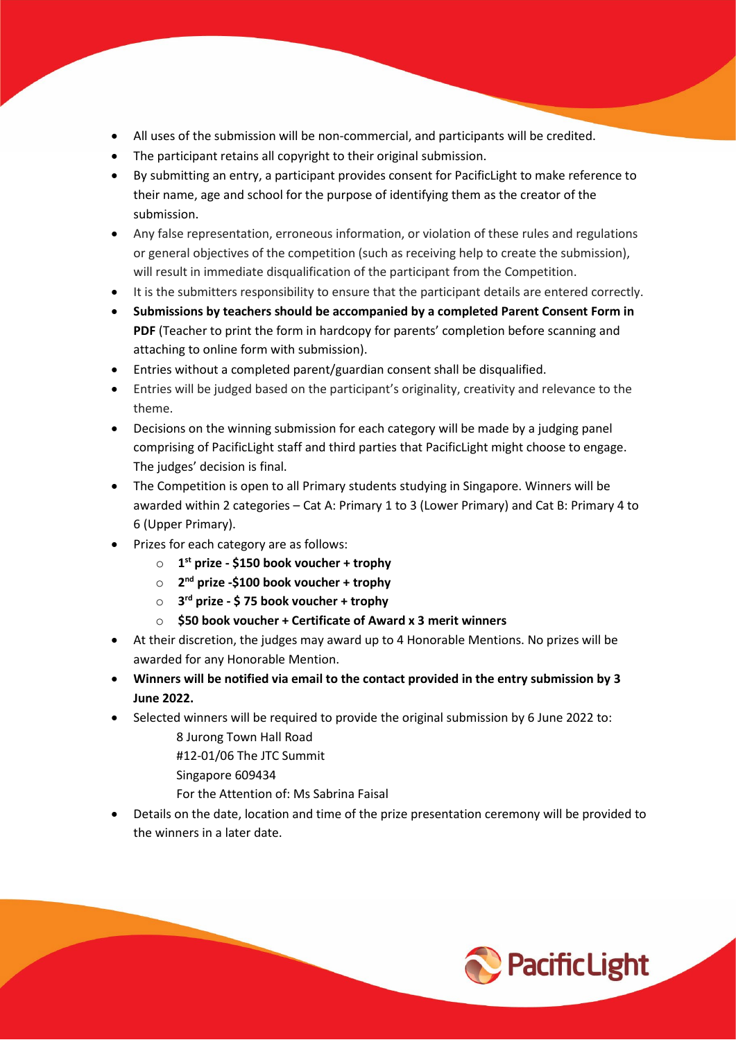- All uses of the submission will be non-commercial, and participants will be credited.
- The participant retains all copyright to their original submission.
- By submitting an entry, a participant provides consent for PacificLight to make reference to their name, age and school for the purpose of identifying them as the creator of the submission.
- Any false representation, erroneous information, or violation of these rules and regulations or general objectives of the competition (such as receiving help to create the submission), will result in immediate disqualification of the participant from the Competition.
- It is the submitters responsibility to ensure that the participant details are entered correctly.
- **Submissions by teachers should be accompanied by a completed Parent Consent Form in PDF** (Teacher to print the form in hardcopy for parents' completion before scanning and attaching to online form with submission).
- Entries without a completed parent/guardian consent shall be disqualified.
- Entries will be judged based on the participant's originality, creativity and relevance to the theme.
- Decisions on the winning submission for each category will be made by a judging panel comprising of PacificLight staff and third parties that PacificLight might choose to engage. The judges' decision is final.
- The Competition is open to all Primary students studying in Singapore. Winners will be awarded within 2 categories – Cat A: Primary 1 to 3 (Lower Primary) and Cat B: Primary 4 to 6 (Upper Primary).
- Prizes for each category are as follows:
  - **1st prize - $150 book voucher + trophy**
  - **2nd prize -$100 book voucher + trophy**
  - **3rd prize - $ 75 book voucher + trophy**
  - **$50 book voucher + Certificate of Award x 3 merit winners**
- At their discretion, the judges may award up to 4 Honorable Mentions. No prizes will be awarded for any Honorable Mention.
- **Winners will be notified via email to the contact provided in the entry submission by 3 June 2022.**
- Selected winners will be required to provide the original submission by 6 June 2022 to:

  8 Jurong Town Hall Road  
  #12-01/06 The JTC Summit  
  Singapore 609434  
  For the Attention of: Ms Sabrina Faisal
- Details on the date, location and time of the prize presentation ceremony will be provided to the winners in a later date.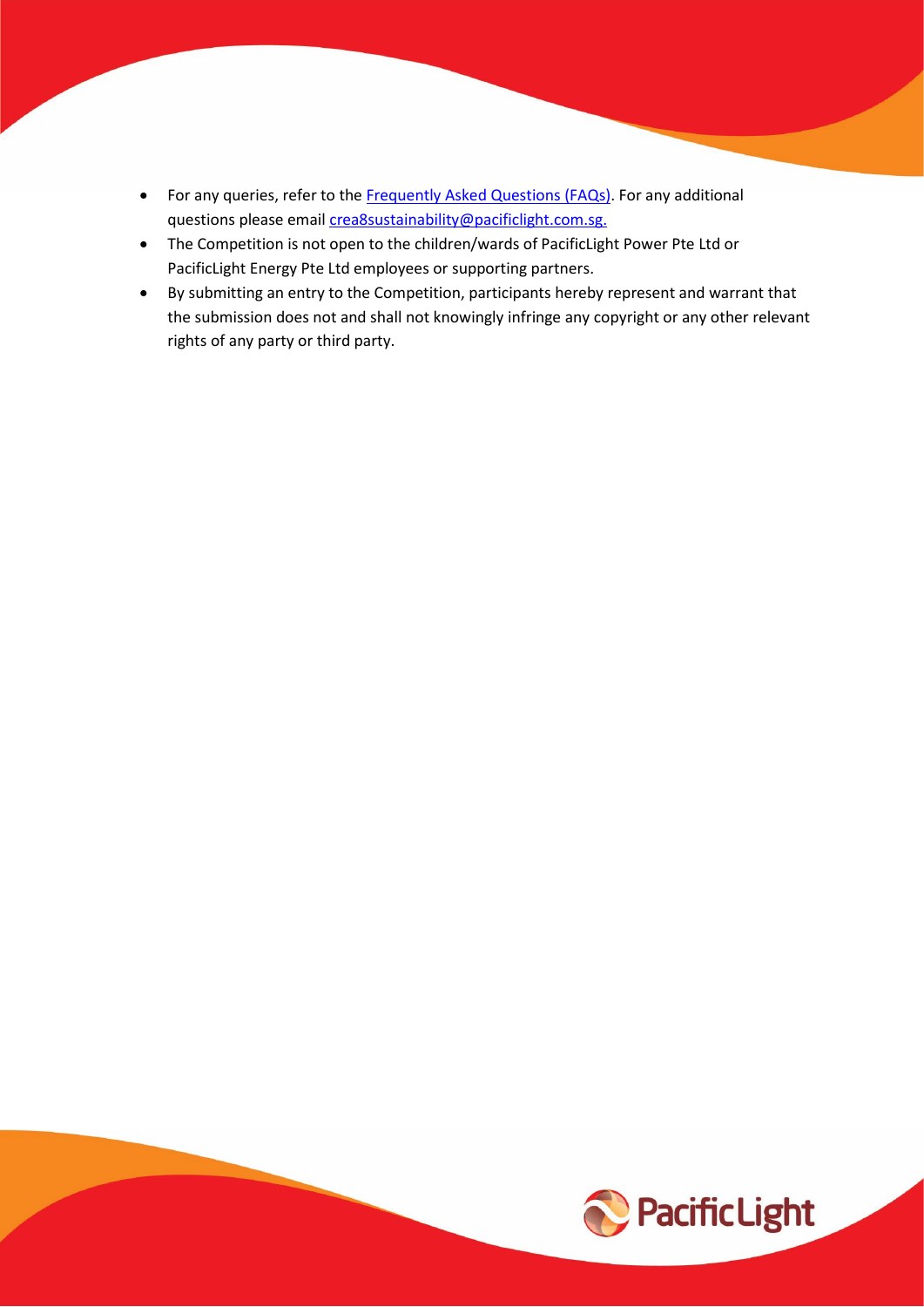- For any queries, refer to the [Frequently Asked Questions (FAQs)](). For any additional questions please email [crea8sustainability@pacificlight.com.sg.](mailto:crea8sustainability@pacificlight.com.sg)
- The Competition is not open to the children/wards of PacificLight Power Pte Ltd or PacificLight Energy Pte Ltd employees or supporting partners.
- By submitting an entry to the Competition, participants hereby represent and warrant that the submission does not and shall not knowingly infringe any copyright or any other relevant rights of any party or third party.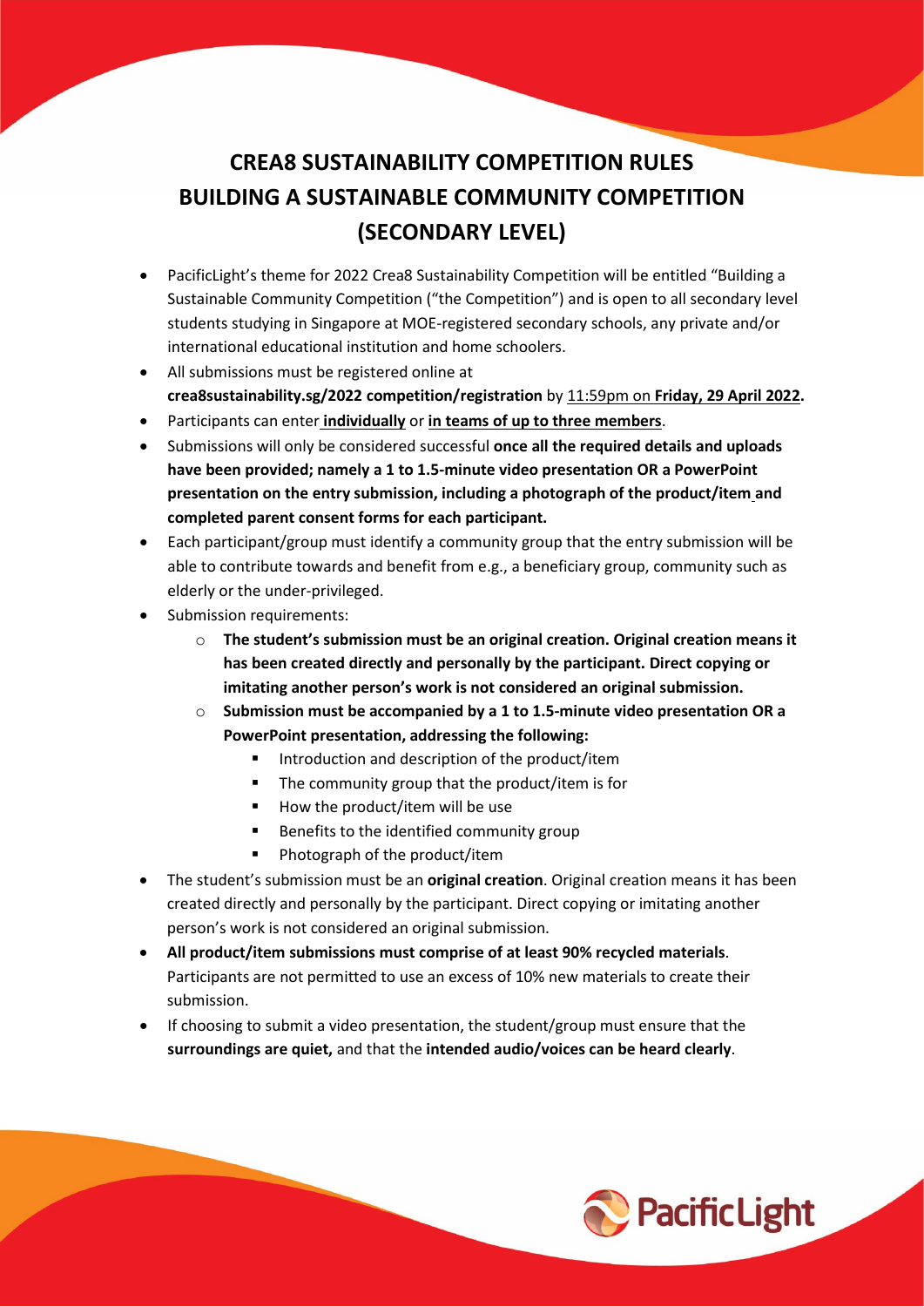# CREA8 SUSTAINABILITY COMPETITION RULES
# BUILDING A SUSTAINABLE COMMUNITY COMPETITION (SECONDARY LEVEL)

- PacificLight's theme for 2022 Crea8 Sustainability Competition will be entitled "Building a Sustainable Community Competition ("the Competition") and is open to all secondary level students studying in Singapore at MOE-registered secondary schools, any private and/or international educational institution and home schoolers.
- All submissions must be registered online at **crea8sustainability.sg/2022 competition/registration** by 11:59pm on **Friday, 29 April 2022.**
- Participants can enter **individually** or **in teams of up to three members**.
- Submissions will only be considered successful **once all the required details and uploads have been provided; namely a 1 to 1.5-minute video presentation OR a PowerPoint presentation on the entry submission, including a photograph of the product/item and completed parent consent forms for each participant.**
- Each participant/group must identify a community group that the entry submission will be able to contribute towards and benefit from e.g., a beneficiary group, community such as elderly or the under-privileged.
- Submission requirements:
  - **The student's submission must be an original creation. Original creation means it has been created directly and personally by the participant. Direct copying or imitating another person's work is not considered an original submission.**
  - **Submission must be accompanied by a 1 to 1.5-minute video presentation OR a PowerPoint presentation, addressing the following:**
    - Introduction and description of the product/item
    - The community group that the product/item is for
    - How the product/item will be use
    - Benefits to the identified community group
    - Photograph of the product/item
- The student's submission must be an **original creation**. Original creation means it has been created directly and personally by the participant. Direct copying or imitating another person's work is not considered an original submission.
- **All product/item submissions must comprise of at least 90% recycled materials**. Participants are not permitted to use an excess of 10% new materials to create their submission.
- If choosing to submit a video presentation, the student/group must ensure that the **surroundings are quiet,** and that the **intended audio/voices can be heard clearly**.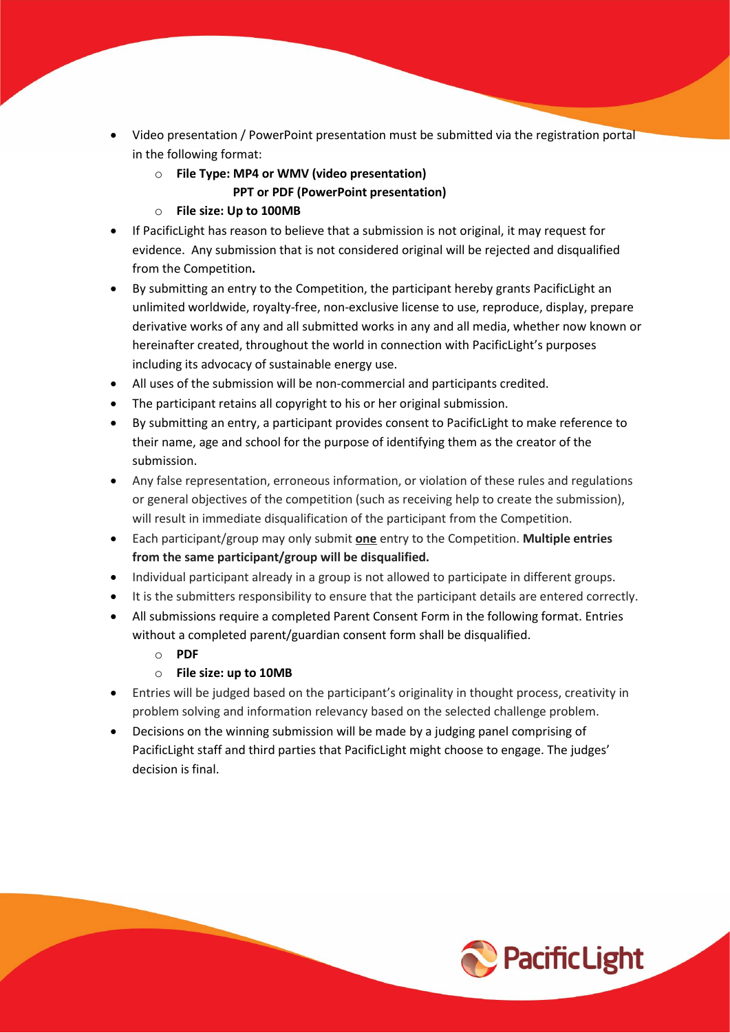- Video presentation / PowerPoint presentation must be submitted via the registration portal in the following format:
    - **File Type: MP4 or WMV (video presentation)**
      **PPT or PDF (PowerPoint presentation)**
    - **File size: Up to 100MB**
- If PacificLight has reason to believe that a submission is not original, it may request for evidence. Any submission that is not considered original will be rejected and disqualified from the Competition**.**
- By submitting an entry to the Competition, the participant hereby grants PacificLight an unlimited worldwide, royalty-free, non-exclusive license to use, reproduce, display, prepare derivative works of any and all submitted works in any and all media, whether now known or hereinafter created, throughout the world in connection with PacificLight's purposes including its advocacy of sustainable energy use.
- All uses of the submission will be non-commercial and participants credited.
- The participant retains all copyright to his or her original submission.
- By submitting an entry, a participant provides consent to PacificLight to make reference to their name, age and school for the purpose of identifying them as the creator of the submission.
- Any false representation, erroneous information, or violation of these rules and regulations or general objectives of the competition (such as receiving help to create the submission), will result in immediate disqualification of the participant from the Competition.
- Each participant/group may only submit **one** entry to the Competition. **Multiple entries from the same participant/group will be disqualified.**
- Individual participant already in a group is not allowed to participate in different groups.
- It is the submitters responsibility to ensure that the participant details are entered correctly.
- All submissions require a completed Parent Consent Form in the following format. Entries without a completed parent/guardian consent form shall be disqualified.
    - **PDF**
    - **File size: up to 10MB**
- Entries will be judged based on the participant's originality in thought process, creativity in problem solving and information relevancy based on the selected challenge problem.
- Decisions on the winning submission will be made by a judging panel comprising of PacificLight staff and third parties that PacificLight might choose to engage. The judges' decision is final.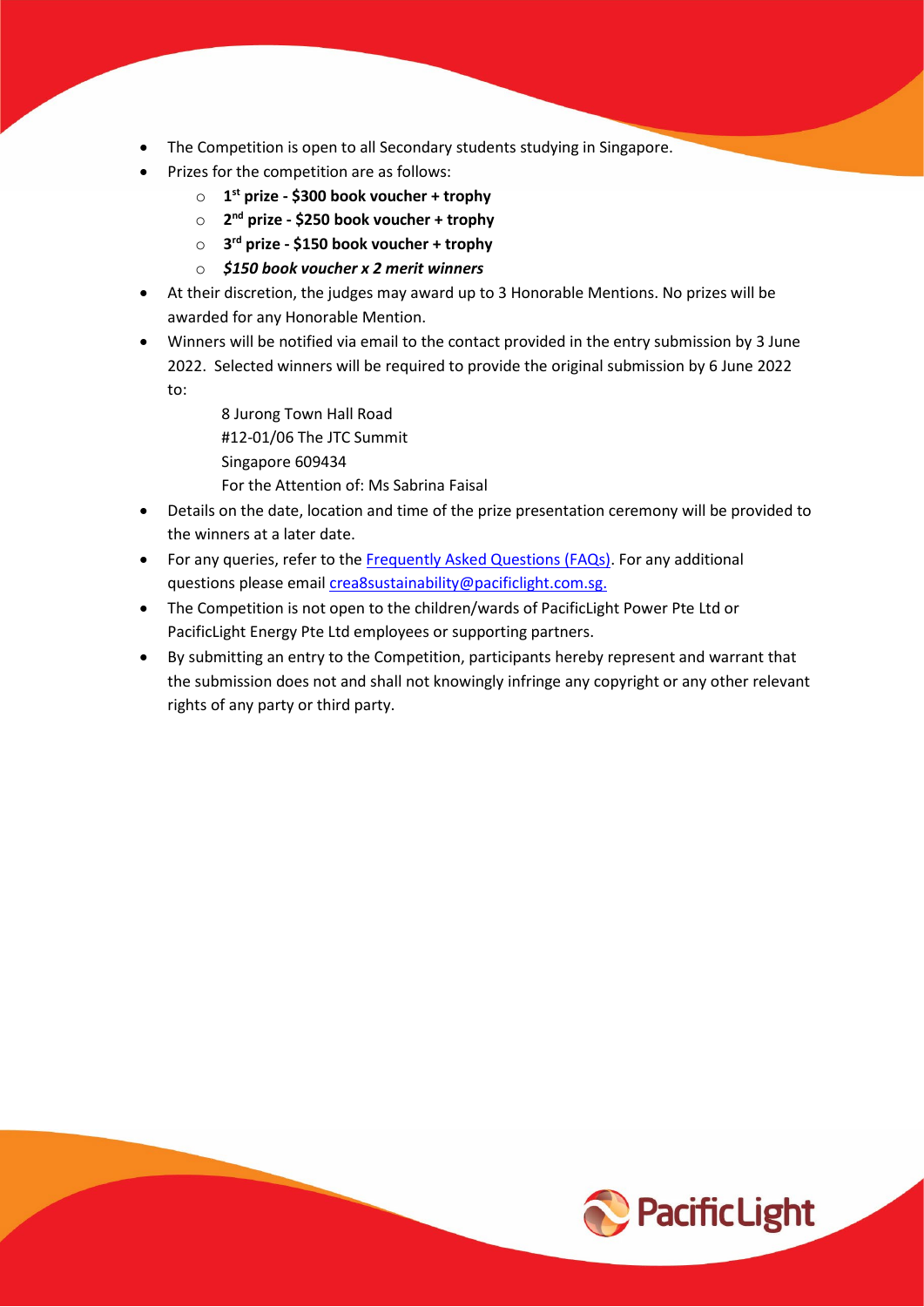- The Competition is open to all Secondary students studying in Singapore.
- Prizes for the competition are as follows:
  - **1st prize - $300 book voucher + trophy**
  - **2nd prize - $250 book voucher + trophy**
  - **3rd prize - $150 book voucher + trophy**
  - ***$150 book voucher x 2 merit winners***
- At their discretion, the judges may award up to 3 Honorable Mentions. No prizes will be awarded for any Honorable Mention.
- Winners will be notified via email to the contact provided in the entry submission by 3 June 2022. Selected winners will be required to provide the original submission by 6 June 2022 to:

  8 Jurong Town Hall Road
  #12-01/06 The JTC Summit
  Singapore 609434
  For the Attention of: Ms Sabrina Faisal

- Details on the date, location and time of the prize presentation ceremony will be provided to the winners at a later date.
- For any queries, refer to the Frequently Asked Questions (FAQs). For any additional questions please email crea8sustainability@pacificlight.com.sg.
- The Competition is not open to the children/wards of PacificLight Power Pte Ltd or PacificLight Energy Pte Ltd employees or supporting partners.
- By submitting an entry to the Competition, participants hereby represent and warrant that the submission does not and shall not knowingly infringe any copyright or any other relevant rights of any party or third party.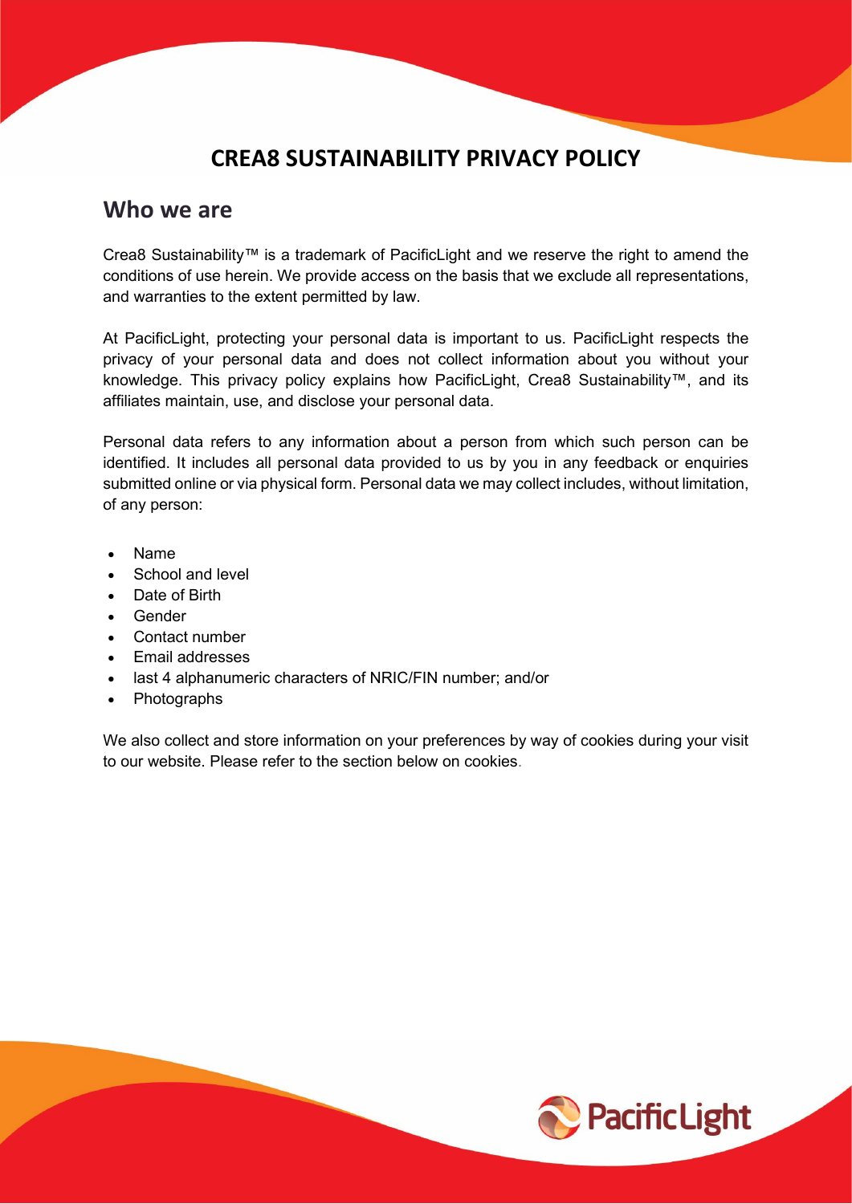# CREA8 SUSTAINABILITY PRIVACY POLICY

## Who we are

Crea8 Sustainability™ is a trademark of PacificLight and we reserve the right to amend the conditions of use herein. We provide access on the basis that we exclude all representations, and warranties to the extent permitted by law.

At PacificLight, protecting your personal data is important to us. PacificLight respects the privacy of your personal data and does not collect information about you without your knowledge. This privacy policy explains how PacificLight, Crea8 Sustainability™, and its affiliates maintain, use, and disclose your personal data.

Personal data refers to any information about a person from which such person can be identified. It includes all personal data provided to us by you in any feedback or enquiries submitted online or via physical form. Personal data we may collect includes, without limitation, of any person:

- Name
- School and level
- Date of Birth
- Gender
- Contact number
- Email addresses
- last 4 alphanumeric characters of NRIC/FIN number; and/or
- Photographs

We also collect and store information on your preferences by way of cookies during your visit to our website. Please refer to the section below on cookies.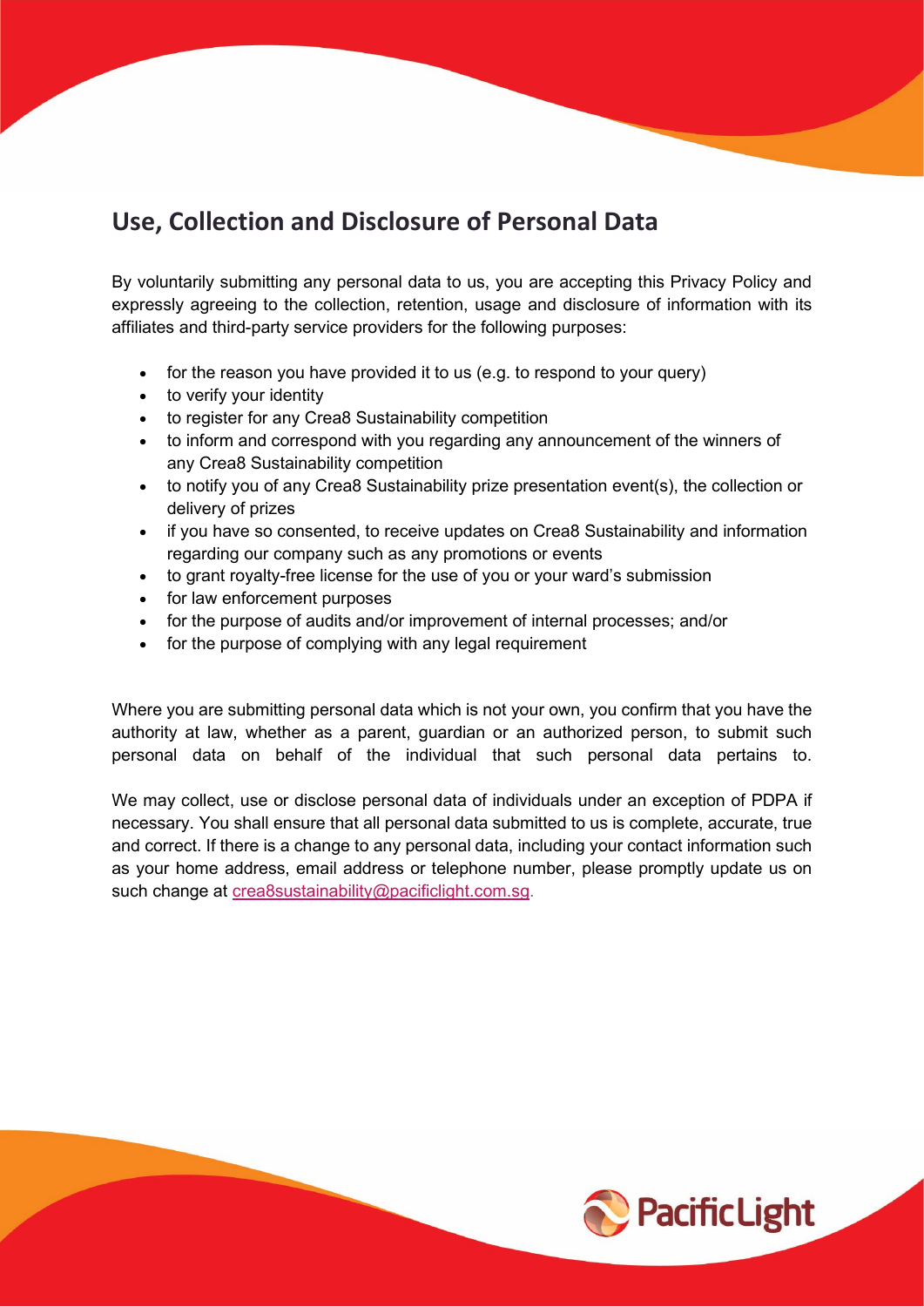## Use, Collection and Disclosure of Personal Data

By voluntarily submitting any personal data to us, you are accepting this Privacy Policy and expressly agreeing to the collection, retention, usage and disclosure of information with its affiliates and third-party service providers for the following purposes:

- for the reason you have provided it to us (e.g. to respond to your query)
- to verify your identity
- to register for any Crea8 Sustainability competition
- to inform and correspond with you regarding any announcement of the winners of any Crea8 Sustainability competition
- to notify you of any Crea8 Sustainability prize presentation event(s), the collection or delivery of prizes
- if you have so consented, to receive updates on Crea8 Sustainability and information regarding our company such as any promotions or events
- to grant royalty-free license for the use of you or your ward's submission
- for law enforcement purposes
- for the purpose of audits and/or improvement of internal processes; and/or
- for the purpose of complying with any legal requirement

Where you are submitting personal data which is not your own, you confirm that you have the authority at law, whether as a parent, guardian or an authorized person, to submit such personal data on behalf of the individual that such personal data pertains to.

We may collect, use or disclose personal data of individuals under an exception of PDPA if necessary. You shall ensure that all personal data submitted to us is complete, accurate, true and correct. If there is a change to any personal data, including your contact information such as your home address, email address or telephone number, please promptly update us on such change at crea8sustainability@pacificlight.com.sg.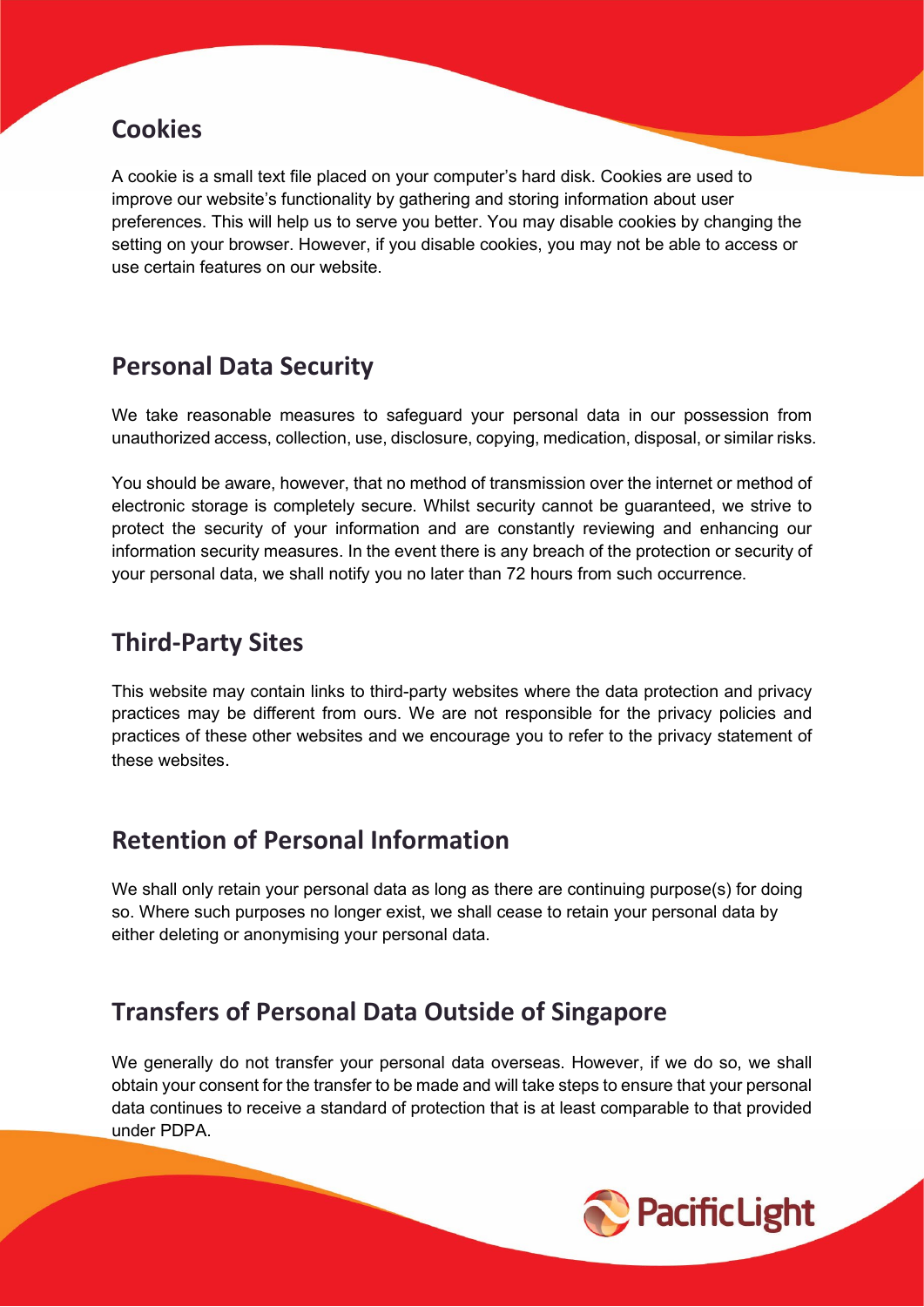## Cookies

A cookie is a small text file placed on your computer's hard disk. Cookies are used to improve our website's functionality by gathering and storing information about user preferences. This will help us to serve you better. You may disable cookies by changing the setting on your browser. However, if you disable cookies, you may not be able to access or use certain features on our website.

## Personal Data Security

We take reasonable measures to safeguard your personal data in our possession from unauthorized access, collection, use, disclosure, copying, medication, disposal, or similar risks.

You should be aware, however, that no method of transmission over the internet or method of electronic storage is completely secure. Whilst security cannot be guaranteed, we strive to protect the security of your information and are constantly reviewing and enhancing our information security measures. In the event there is any breach of the protection or security of your personal data, we shall notify you no later than 72 hours from such occurrence.

## Third-Party Sites

This website may contain links to third-party websites where the data protection and privacy practices may be different from ours. We are not responsible for the privacy policies and practices of these other websites and we encourage you to refer to the privacy statement of these websites.

## Retention of Personal Information

We shall only retain your personal data as long as there are continuing purpose(s) for doing so. Where such purposes no longer exist, we shall cease to retain your personal data by either deleting or anonymising your personal data.

## Transfers of Personal Data Outside of Singapore

We generally do not transfer your personal data overseas. However, if we do so, we shall obtain your consent for the transfer to be made and will take steps to ensure that your personal data continues to receive a standard of protection that is at least comparable to that provided under PDPA.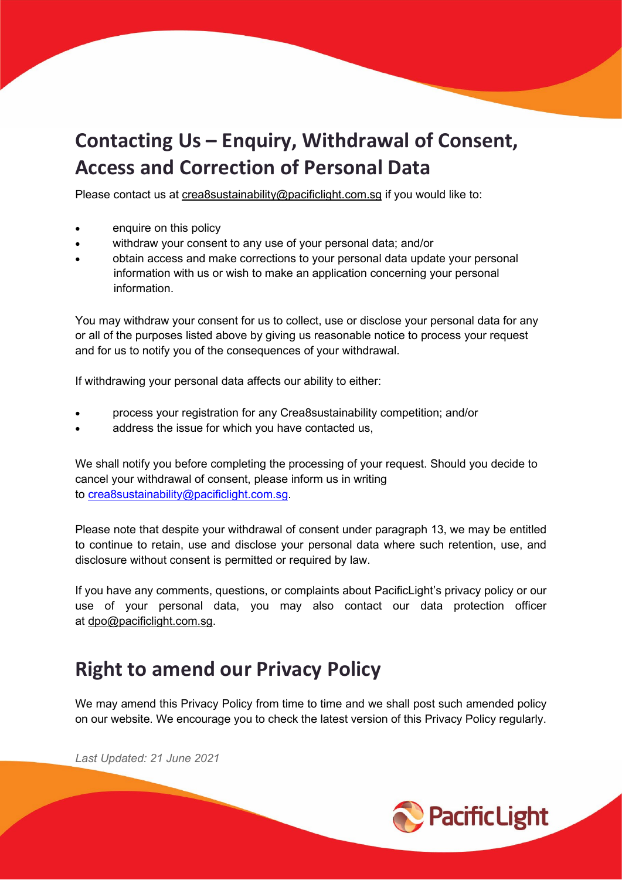## Contacting Us – Enquiry, Withdrawal of Consent, Access and Correction of Personal Data

Please contact us at crea8sustainability@pacificlight.com.sg if you would like to:

- enquire on this policy
- withdraw your consent to any use of your personal data; and/or
- obtain access and make corrections to your personal data update your personal information with us or wish to make an application concerning your personal information.

You may withdraw your consent for us to collect, use or disclose your personal data for any or all of the purposes listed above by giving us reasonable notice to process your request and for us to notify you of the consequences of your withdrawal.

If withdrawing your personal data affects our ability to either:

- process your registration for any Crea8sustainability competition; and/or
- address the issue for which you have contacted us,

We shall notify you before completing the processing of your request. Should you decide to cancel your withdrawal of consent, please inform us in writing to crea8sustainability@pacificlight.com.sg.

Please note that despite your withdrawal of consent under paragraph 13, we may be entitled to continue to retain, use and disclose your personal data where such retention, use, and disclosure without consent is permitted or required by law.

If you have any comments, questions, or complaints about PacificLight's privacy policy or our use of your personal data, you may also contact our data protection officer at dpo@pacificlight.com.sg.

## Right to amend our Privacy Policy

We may amend this Privacy Policy from time to time and we shall post such amended policy on our website. We encourage you to check the latest version of this Privacy Policy regularly.

*Last Updated: 21 June 2021*

PacificLight